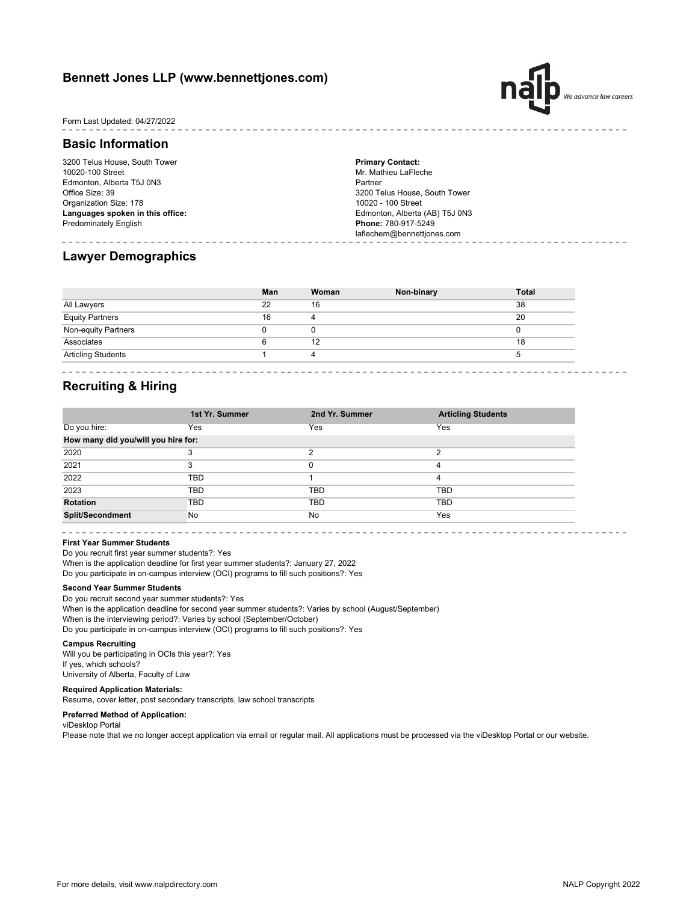# Bennett Jones LLP (www.bennettjones.com)

Form Last Updated: 04/27/2022

## Basic Information

3200 Telus House, South Tower
10020-100 Street
Edmonton, Alberta T5J 0N3
Office Size: 39
Organization Size: 178
**Languages spoken in this office:**
Predominately English

**Primary Contact:**
Mr. Mathieu LaFleche
Partner
3200 Telus House, South Tower
10020 - 100 Street
Edmonton, Alberta (AB) T5J 0N3
**Phone:** 780-917-5249
laflechem@bennettjones.com

## Lawyer Demographics

| | Man | Woman | Non-binary | Total |
|---|---|---|---|---|
| All Lawyers | 22 | 16 | | 38 |
| Equity Partners | 16 | 4 | | 20 |
| Non-equity Partners | 0 | 0 | | 0 |
| Associates | 6 | 12 | | 18 |
| Articling Students | 1 | 4 | | 5 |

## Recruiting & Hiring

| | 1st Yr. Summer | 2nd Yr. Summer | Articling Students |
|---|---|---|---|
| Do you hire: | Yes | Yes | Yes |
| **How many did you/will you hire for:** | | | |
| 2020 | 3 | 2 | 2 |
| 2021 | 3 | 0 | 4 |
| 2022 | TBD | 1 | 4 |
| 2023 | TBD | TBD | TBD |
| **Rotation** | TBD | TBD | TBD |
| **Split/Secondment** | No | No | Yes |

**First Year Summer Students**
Do you recruit first year summer students?: Yes
When is the application deadline for first year summer students?: January 27, 2022
Do you participate in on-campus interview (OCI) programs to fill such positions?: Yes

**Second Year Summer Students**
Do you recruit second year summer students?: Yes
When is the application deadline for second year summer students?: Varies by school (August/September)
When is the interviewing period?: Varies by school (September/October)
Do you participate in on-campus interview (OCI) programs to fill such positions?: Yes

**Campus Recruiting**
Will you be participating in OCIs this year?: Yes
If yes, which schools?
University of Alberta, Faculty of Law

**Required Application Materials:**
Resume, cover letter, post secondary transcripts, law school transcripts

**Preferred Method of Application:**
viDesktop Portal
Please note that we no longer accept application via email or regular mail. All applications must be processed via the viDesktop Portal or our website.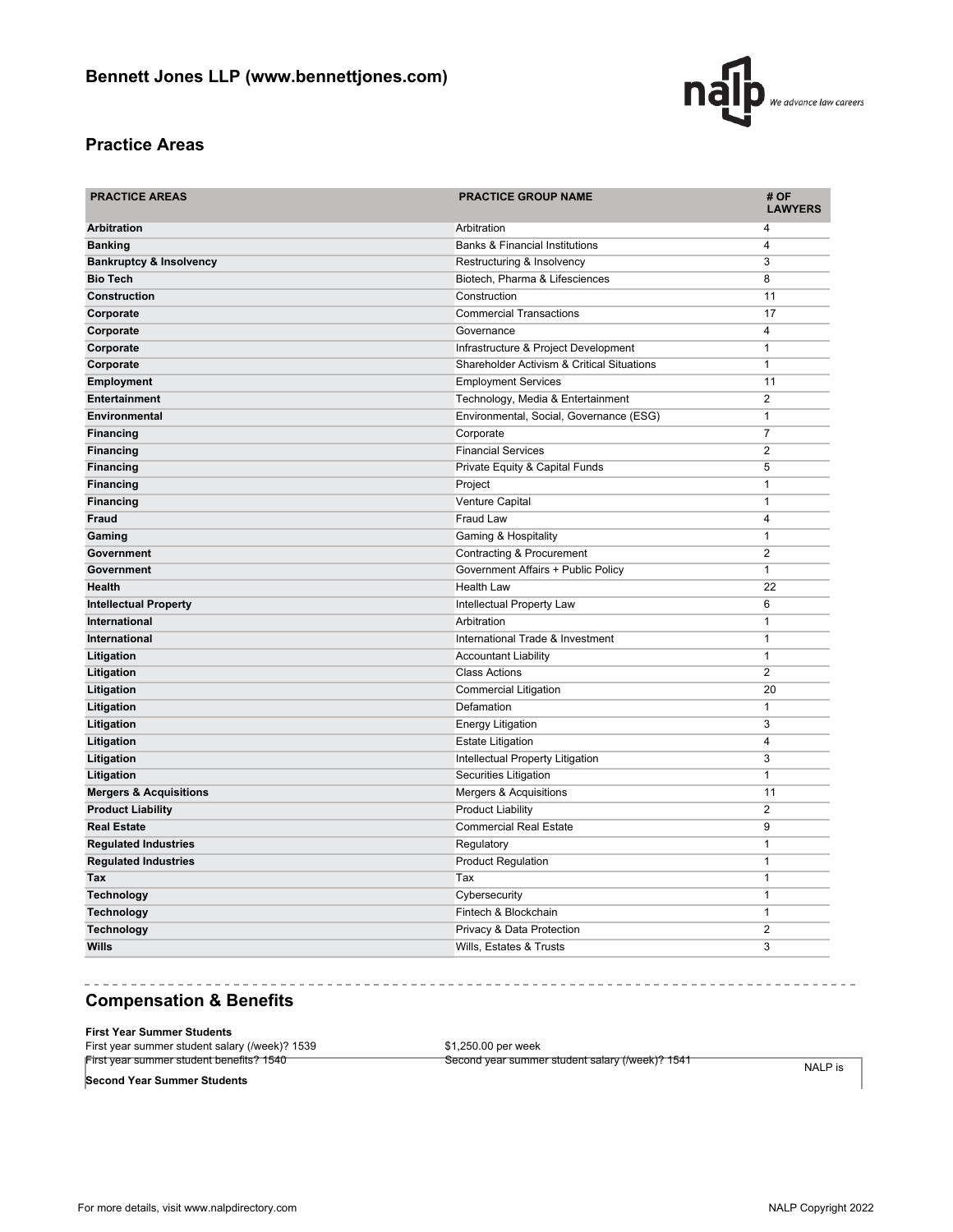## Bennett Jones LLP (www.bennettjones.com)

### Practice Areas

| PRACTICE AREAS | PRACTICE GROUP NAME | # OF LAWYERS |
|---|---|---|
| **Arbitration** | Arbitration | 4 |
| **Banking** | Banks & Financial Institutions | 4 |
| **Bankruptcy & Insolvency** | Restructuring & Insolvency | 3 |
| **Bio Tech** | Biotech, Pharma & Lifesciences | 8 |
| **Construction** | Construction | 11 |
| **Corporate** | Commercial Transactions | 17 |
| **Corporate** | Governance | 4 |
| **Corporate** | Infrastructure & Project Development | 1 |
| **Corporate** | Shareholder Activism & Critical Situations | 1 |
| **Employment** | Employment Services | 11 |
| **Entertainment** | Technology, Media & Entertainment | 2 |
| **Environmental** | Environmental, Social, Governance (ESG) | 1 |
| **Financing** | Corporate | 7 |
| **Financing** | Financial Services | 2 |
| **Financing** | Private Equity & Capital Funds | 5 |
| **Financing** | Project | 1 |
| **Financing** | Venture Capital | 1 |
| **Fraud** | Fraud Law | 4 |
| **Gaming** | Gaming & Hospitality | 1 |
| **Government** | Contracting & Procurement | 2 |
| **Government** | Government Affairs + Public Policy | 1 |
| **Health** | Health Law | 22 |
| **Intellectual Property** | Intellectual Property Law | 6 |
| **International** | Arbitration | 1 |
| **International** | International Trade & Investment | 1 |
| **Litigation** | Accountant Liability | 1 |
| **Litigation** | Class Actions | 2 |
| **Litigation** | Commercial Litigation | 20 |
| **Litigation** | Defamation | 1 |
| **Litigation** | Energy Litigation | 3 |
| **Litigation** | Estate Litigation | 4 |
| **Litigation** | Intellectual Property Litigation | 3 |
| **Litigation** | Securities Litigation | 1 |
| **Mergers & Acquisitions** | Mergers & Acquisitions | 11 |
| **Product Liability** | Product Liability | 2 |
| **Real Estate** | Commercial Real Estate | 9 |
| **Regulated Industries** | Regulatory | 1 |
| **Regulated Industries** | Product Regulation | 1 |
| **Tax** | Tax | 1 |
| **Technology** | Cybersecurity | 1 |
| **Technology** | Fintech & Blockchain | 1 |
| **Technology** | Privacy & Data Protection | 2 |
| **Wills** | Wills, Estates & Trusts | 3 |

### Compensation & Benefits

**First Year Summer Students**

First year summer student salary (/week)? 1539 — $1,250.00 per week

First year summer student benefits? 1540

Second year summer student salary (/week)? 1541

NALP is

**Second Year Summer Students**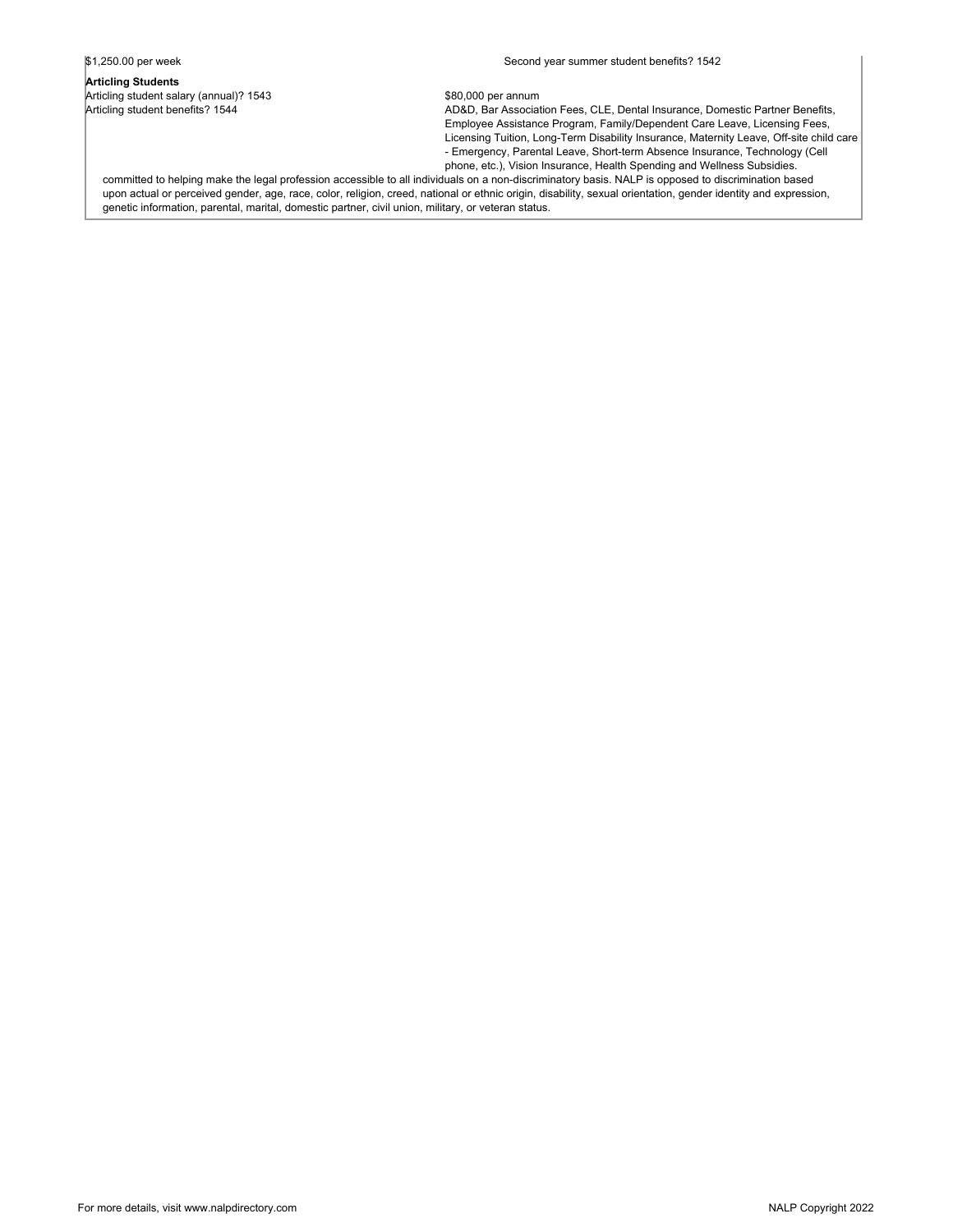$1,250.00 per week

Second year summer student benefits? 1542

**Articling Students**

Articling student salary (annual)? 1543

$80,000 per annum

Articling student benefits? 1544

AD&D, Bar Association Fees, CLE, Dental Insurance, Domestic Partner Benefits, Employee Assistance Program, Family/Dependent Care Leave, Licensing Fees, Licensing Tuition, Long-Term Disability Insurance, Maternity Leave, Off-site child care - Emergency, Parental Leave, Short-term Absence Insurance, Technology (Cell phone, etc.), Vision Insurance, Health Spending and Wellness Subsidies.

committed to helping make the legal profession accessible to all individuals on a non-discriminatory basis. NALP is opposed to discrimination based upon actual or perceived gender, age, race, color, religion, creed, national or ethnic origin, disability, sexual orientation, gender identity and expression, genetic information, parental, marital, domestic partner, civil union, military, or veteran status.